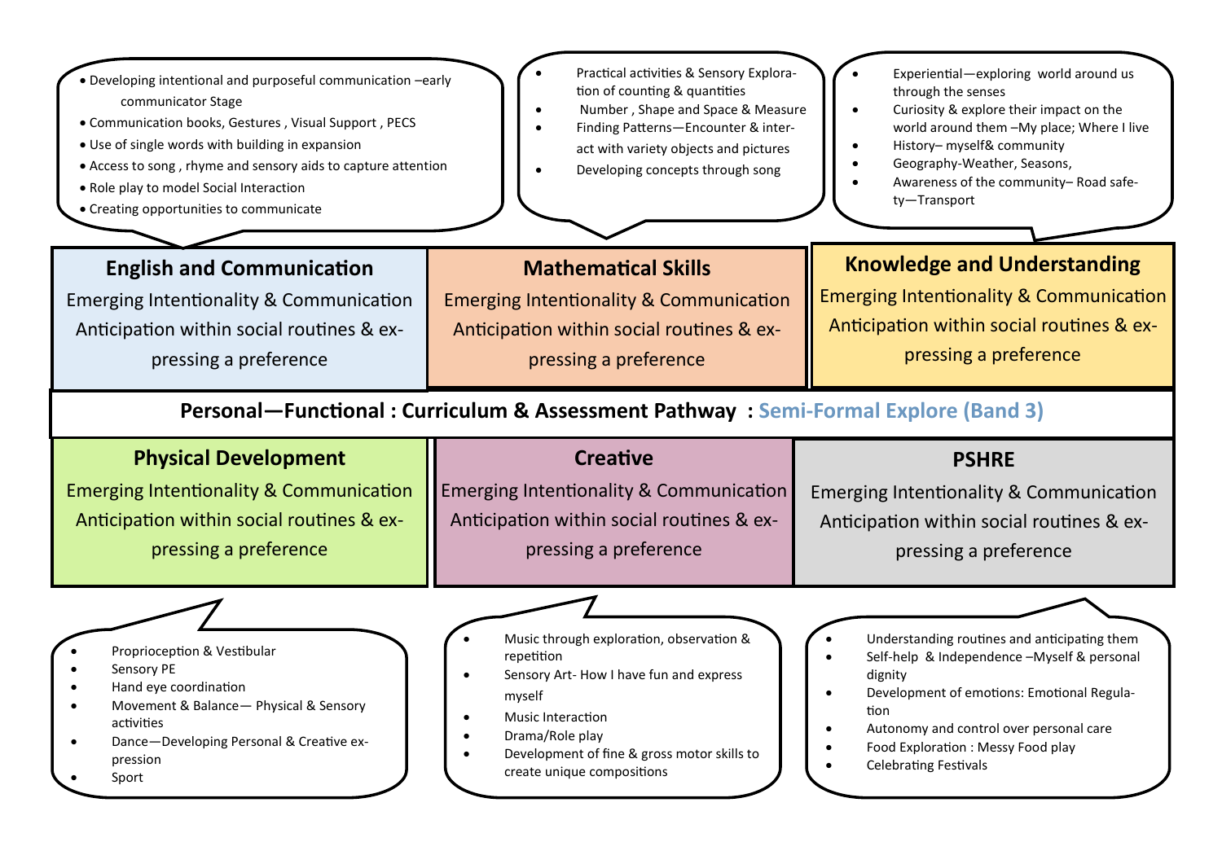# Personal—Functional : Curriculum & Assessment Pathway : Semi-Formal Explore (Band 3)

## English and Communication

Emerging Intentionality & Communication

Anticipation within social routines & expressing a preference

- Developing intentional and purposeful communication –early communicator Stage
- Communication books, Gestures , Visual Support , PECS
- Use of single words with building in expansion
- Access to song , rhyme and sensory aids to capture attention
- Role play to model Social Interaction
- Creating opportunities to communicate

## Mathematical Skills

Emerging Intentionality & Communication

Anticipation within social routines & expressing a preference

- Practical activities & Sensory Exploration of counting & quantities
- Number , Shape and Space & Measure
- Finding Patterns—Encounter & interact with variety objects and pictures
- Developing concepts through song

## Knowledge and Understanding

Emerging Intentionality & Communication

Anticipation within social routines & expressing a preference

- Experiential—exploring world around us through the senses
- Curiosity & explore their impact on the world around them –My place; Where I live
- History– myself& community
- Geography-Weather, Seasons,
- Awareness of the community– Road safety—Transport

## Physical Development

Emerging Intentionality & Communication

Anticipation within social routines & expressing a preference

- Proprioception & Vestibular
- Sensory PE
- Hand eye coordination
- Movement & Balance— Physical & Sensory activities
- Dance—Developing Personal & Creative expression
- Sport

## Creative

Emerging Intentionality & Communication

Anticipation within social routines & expressing a preference

- Music through exploration, observation & repetition
- Sensory Art- How I have fun and express myself
- Music Interaction
- Drama/Role play
- Development of fine & gross motor skills to create unique compositions

## PSHRE

Emerging Intentionality & Communication

Anticipation within social routines & expressing a preference

- Understanding routines and anticipating them
- Self-help & Independence –Myself & personal dignity
- Development of emotions: Emotional Regulation
- Autonomy and control over personal care
- Food Exploration : Messy Food play
- Celebrating Festivals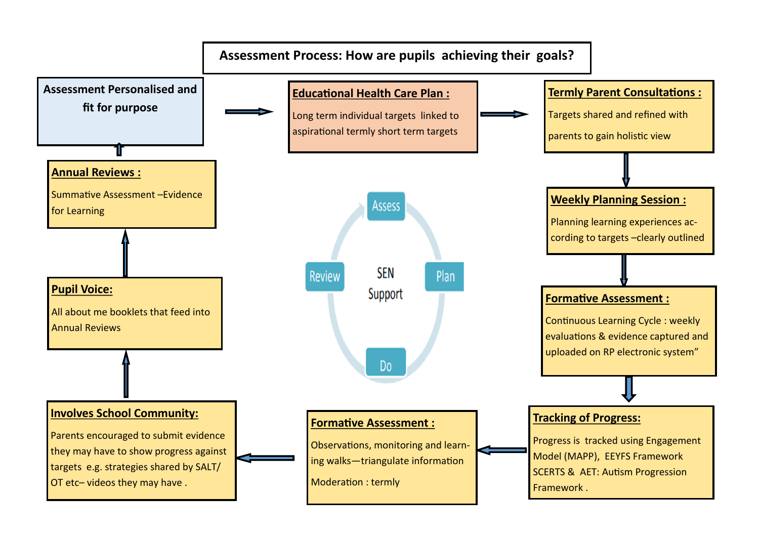# Assessment Process: How are pupils achieving their goals?

**Assessment Personalised and fit for purpose**

**Educational Health Care Plan :**

Long term individual targets linked to aspirational termly short term targets

**Termly Parent Consultations :**

Targets shared and refined with parents to gain holistic view

**Weekly Planning Session :**

Planning learning experiences according to targets –clearly outlined

**Formative Assessment :**

Continuous Learning Cycle : weekly evaluations & evidence captured and uploaded on RP electronic system"

**Tracking of Progress:**

Progress is tracked using Engagement Model (MAPP), EEYFS Framework SCERTS & AET: Autism Progression Framework .

**Formative Assessment :**

Observations, monitoring and learning walks—triangulate information

Moderation : termly

**Involves School Community:**

Parents encouraged to submit evidence they may have to show progress against targets e.g. strategies shared by SALT/ OT etc– videos they may have .

**Pupil Voice:**

All about me booklets that feed into Annual Reviews

**Annual Reviews :**

Summative Assessment –Evidence for Learning

Assess

Plan

Do

Review

SEN Support